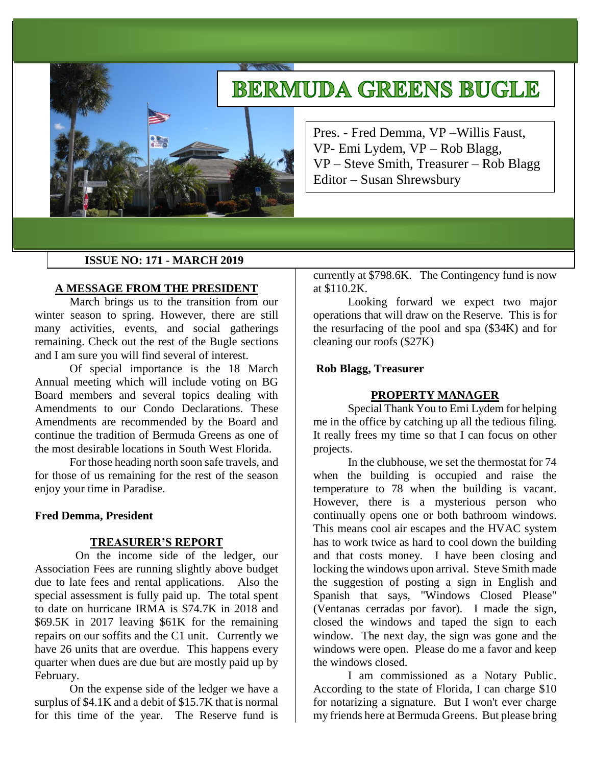# BERMUDA GREENS BUGLE

Pres. - Fred Demma, VP –Willis Faust,
VP- Emi Lydem, VP – Rob Blagg,
VP – Steve Smith, Treasurer – Rob Blagg
Editor – Susan Shrewsbury

**ISSUE NO: 171 - MARCH 2019**

## A MESSAGE FROM THE PRESIDENT

March brings us to the transition from our winter season to spring. However, there are still many activities, events, and social gatherings remaining. Check out the rest of the Bugle sections and I am sure you will find several of interest.

Of special importance is the 18 March Annual meeting which will include voting on BG Board members and several topics dealing with Amendments to our Condo Declarations. These Amendments are recommended by the Board and continue the tradition of Bermuda Greens as one of the most desirable locations in South West Florida.

For those heading north soon safe travels, and for those of us remaining for the rest of the season enjoy your time in Paradise.

**Fred Demma, President**

## TREASURER'S REPORT

On the income side of the ledger, our Association Fees are running slightly above budget due to late fees and rental applications. Also the special assessment is fully paid up. The total spent to date on hurricane IRMA is $74.7K in 2018 and $69.5K in 2017 leaving $61K for the remaining repairs on our soffits and the C1 unit. Currently we have 26 units that are overdue. This happens every quarter when dues are due but are mostly paid up by February.

On the expense side of the ledger we have a surplus of $4.1K and a debit of $15.7K that is normal for this time of the year. The Reserve fund is currently at $798.6K. The Contingency fund is now at $110.2K.

Looking forward we expect two major operations that will draw on the Reserve. This is for the resurfacing of the pool and spa ($34K) and for cleaning our roofs ($27K)

**Rob Blagg, Treasurer**

## PROPERTY MANAGER

Special Thank You to Emi Lydem for helping me in the office by catching up all the tedious filing. It really frees my time so that I can focus on other projects.

In the clubhouse, we set the thermostat for 74 when the building is occupied and raise the temperature to 78 when the building is vacant. However, there is a mysterious person who continually opens one or both bathroom windows. This means cool air escapes and the HVAC system has to work twice as hard to cool down the building and that costs money. I have been closing and locking the windows upon arrival. Steve Smith made the suggestion of posting a sign in English and Spanish that says, "Windows Closed Please" (Ventanas cerradas por favor). I made the sign, closed the windows and taped the sign to each window. The next day, the sign was gone and the windows were open. Please do me a favor and keep the windows closed.

I am commissioned as a Notary Public. According to the state of Florida, I can charge $10 for notarizing a signature. But I won't ever charge my friends here at Bermuda Greens. But please bring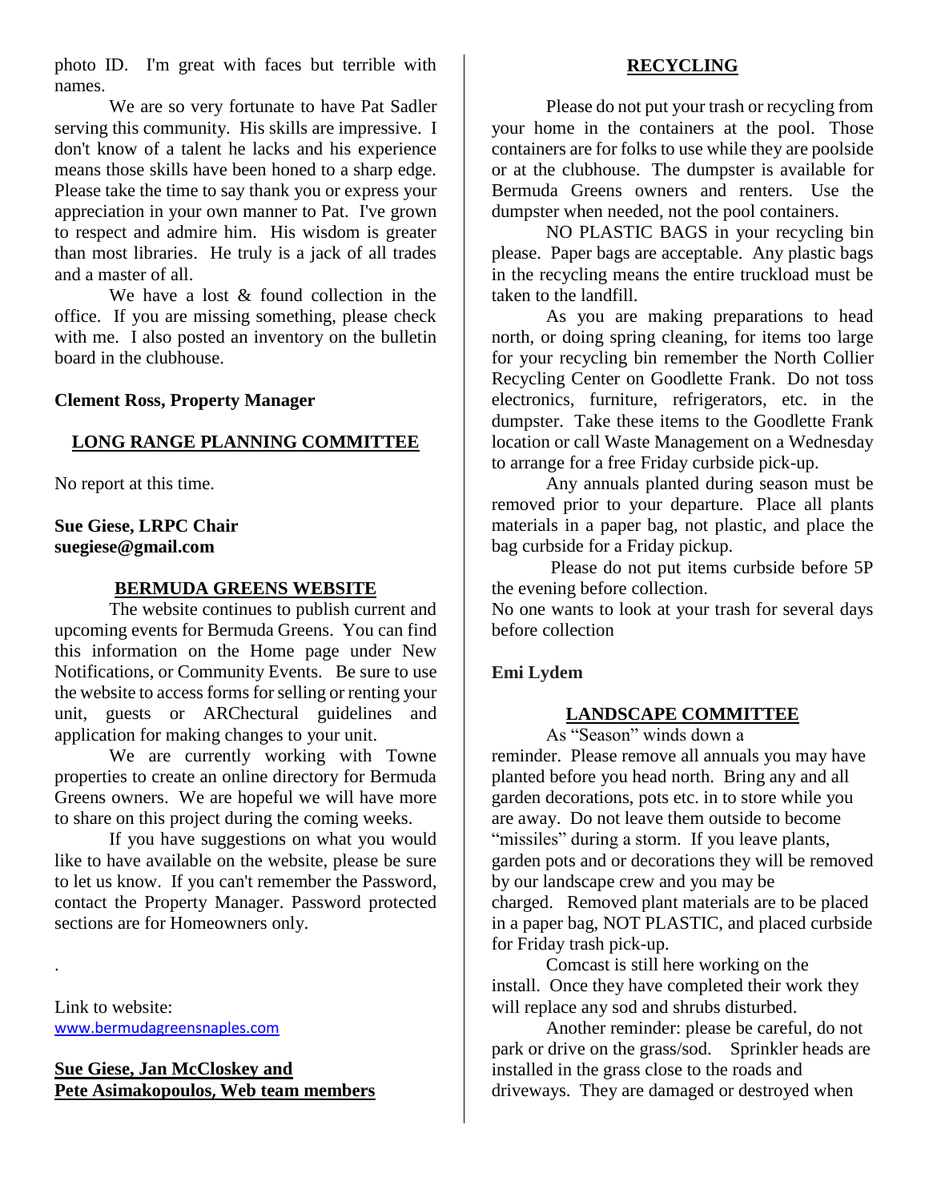photo ID. I'm great with faces but terrible with names.

We are so very fortunate to have Pat Sadler serving this community. His skills are impressive. I don't know of a talent he lacks and his experience means those skills have been honed to a sharp edge. Please take the time to say thank you or express your appreciation in your own manner to Pat. I've grown to respect and admire him. His wisdom is greater than most libraries. He truly is a jack of all trades and a master of all.

We have a lost & found collection in the office. If you are missing something, please check with me. I also posted an inventory on the bulletin board in the clubhouse.

**Clement Ross, Property Manager**

## LONG RANGE PLANNING COMMITTEE

No report at this time.

**Sue Giese, LRPC Chair**
**suegiese@gmail.com**

## BERMUDA GREENS WEBSITE

The website continues to publish current and upcoming events for Bermuda Greens. You can find this information on the Home page under New Notifications, or Community Events. Be sure to use the website to access forms for selling or renting your unit, guests or ARChectural guidelines and application for making changes to your unit.

We are currently working with Towne properties to create an online directory for Bermuda Greens owners. We are hopeful we will have more to share on this project during the coming weeks.

If you have suggestions on what you would like to have available on the website, please be sure to let us know. If you can't remember the Password, contact the Property Manager. Password protected sections are for Homeowners only.

.

Link to website:
[www.bermudagreensnaples.com](http://www.bermudagreensnaples.com)

**Sue Giese, Jan McCloskey and Pete Asimakopoulos, Web team members**

## RECYCLING

Please do not put your trash or recycling from your home in the containers at the pool. Those containers are for folks to use while they are poolside or at the clubhouse. The dumpster is available for Bermuda Greens owners and renters. Use the dumpster when needed, not the pool containers.

NO PLASTIC BAGS in your recycling bin please. Paper bags are acceptable. Any plastic bags in the recycling means the entire truckload must be taken to the landfill.

As you are making preparations to head north, or doing spring cleaning, for items too large for your recycling bin remember the North Collier Recycling Center on Goodlette Frank. Do not toss electronics, furniture, refrigerators, etc. in the dumpster. Take these items to the Goodlette Frank location or call Waste Management on a Wednesday to arrange for a free Friday curbside pick-up.

Any annuals planted during season must be removed prior to your departure. Place all plants materials in a paper bag, not plastic, and place the bag curbside for a Friday pickup.

Please do not put items curbside before 5P the evening before collection.
No one wants to look at your trash for several days before collection

**Emi Lydem**

## LANDSCAPE COMMITTEE

As "Season" winds down a reminder. Please remove all annuals you may have planted before you head north. Bring any and all garden decorations, pots etc. in to store while you are away. Do not leave them outside to become "missiles" during a storm. If you leave plants, garden pots and or decorations they will be removed by our landscape crew and you may be charged. Removed plant materials are to be placed in a paper bag, NOT PLASTIC, and placed curbside for Friday trash pick-up.

Comcast is still here working on the install. Once they have completed their work they will replace any sod and shrubs disturbed.

Another reminder: please be careful, do not park or drive on the grass/sod. Sprinkler heads are installed in the grass close to the roads and driveways. They are damaged or destroyed when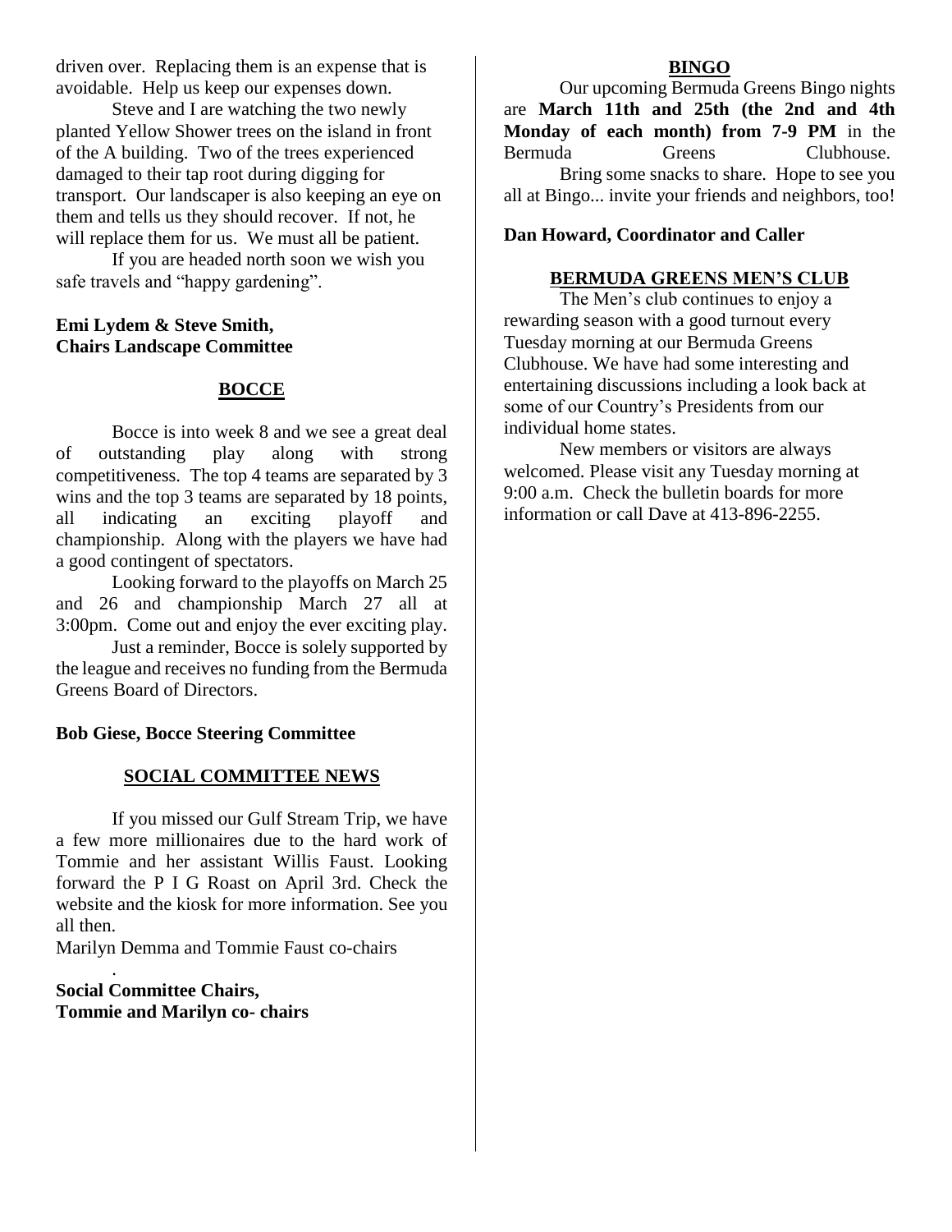driven over. Replacing them is an expense that is avoidable. Help us keep our expenses down.

Steve and I are watching the two newly planted Yellow Shower trees on the island in front of the A building. Two of the trees experienced damaged to their tap root during digging for transport. Our landscaper is also keeping an eye on them and tells us they should recover. If not, he will replace them for us. We must all be patient.

If you are headed north soon we wish you safe travels and "happy gardening".

**Emi Lydem & Steve Smith,**
**Chairs Landscape Committee**

## BOCCE

Bocce is into week 8 and we see a great deal of outstanding play along with strong competitiveness. The top 4 teams are separated by 3 wins and the top 3 teams are separated by 18 points, all indicating an exciting playoff and championship. Along with the players we have had a good contingent of spectators.

Looking forward to the playoffs on March 25 and 26 and championship March 27 all at 3:00pm. Come out and enjoy the ever exciting play.

Just a reminder, Bocce is solely supported by the league and receives no funding from the Bermuda Greens Board of Directors.

**Bob Giese, Bocce Steering Committee**

## SOCIAL COMMITTEE NEWS

If you missed our Gulf Stream Trip, we have a few more millionaires due to the hard work of Tommie and her assistant Willis Faust. Looking forward the P I G Roast on April 3rd. Check the website and the kiosk for more information. See you all then.

Marilyn Demma and Tommie Faust co-chairs

.

**Social Committee Chairs,**
**Tommie and Marilyn co- chairs**

## BINGO

Our upcoming Bermuda Greens Bingo nights are **March 11th and 25th (the 2nd and 4th Monday of each month) from 7-9 PM** in the Bermuda Greens Clubhouse.

Bring some snacks to share. Hope to see you all at Bingo... invite your friends and neighbors, too!

**Dan Howard, Coordinator and Caller**

## BERMUDA GREENS MEN'S CLUB

The Men's club continues to enjoy a rewarding season with a good turnout every Tuesday morning at our Bermuda Greens Clubhouse. We have had some interesting and entertaining discussions including a look back at some of our Country's Presidents from our individual home states.

New members or visitors are always welcomed. Please visit any Tuesday morning at 9:00 a.m. Check the bulletin boards for more information or call Dave at 413-896-2255.